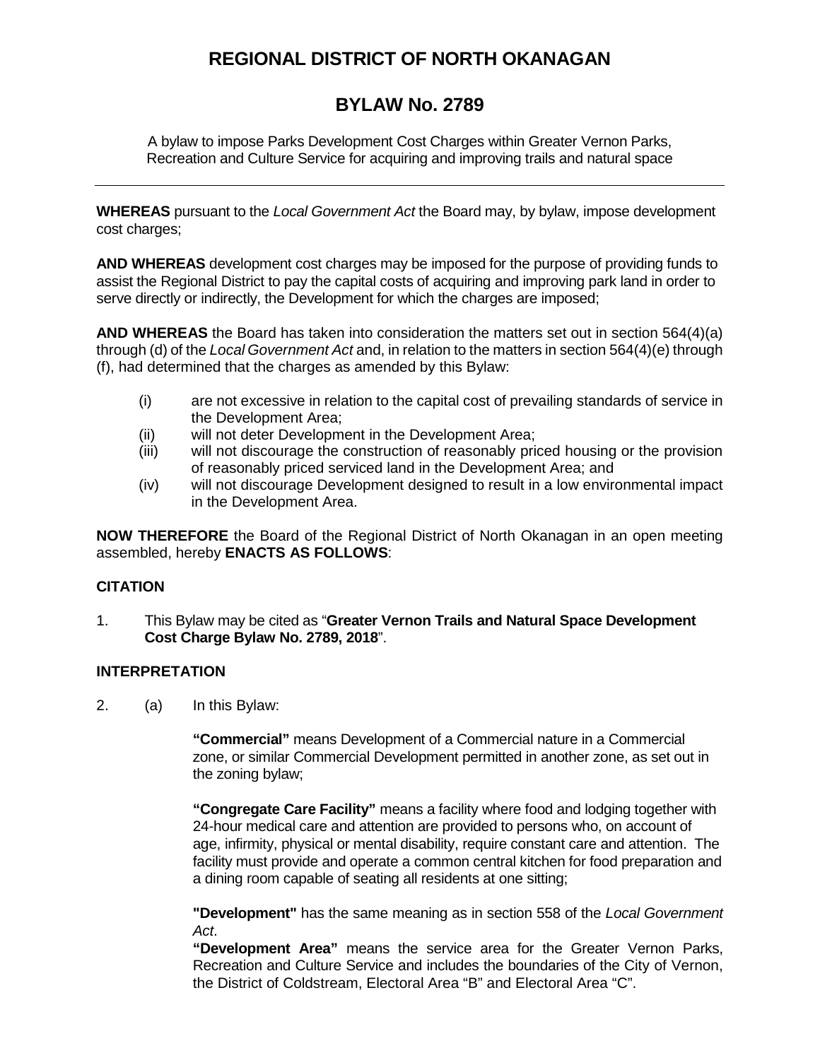# REGIONAL DISTRICT OF NORTH OKANAGAN

## BYLAW No. 2789

A bylaw to impose Parks Development Cost Charges within Greater Vernon Parks, Recreation and Culture Service for acquiring and improving trails and natural space

---

**WHEREAS** pursuant to the *Local Government Act* the Board may, by bylaw, impose development cost charges;

**AND WHEREAS** development cost charges may be imposed for the purpose of providing funds to assist the Regional District to pay the capital costs of acquiring and improving park land in order to serve directly or indirectly, the Development for which the charges are imposed;

**AND WHEREAS** the Board has taken into consideration the matters set out in section 564(4)(a) through (d) of the *Local Government Act* and, in relation to the matters in section 564(4)(e) through (f), had determined that the charges as amended by this Bylaw:

(i) are not excessive in relation to the capital cost of prevailing standards of service in the Development Area;

(ii) will not deter Development in the Development Area;

(iii) will not discourage the construction of reasonably priced housing or the provision of reasonably priced serviced land in the Development Area; and

(iv) will not discourage Development designed to result in a low environmental impact in the Development Area.

**NOW THEREFORE** the Board of the Regional District of North Okanagan in an open meeting assembled, hereby **ENACTS AS FOLLOWS**:

### CITATION

1. This Bylaw may be cited as "**Greater Vernon Trails and Natural Space Development Cost Charge Bylaw No. 2789, 2018**".

### INTERPRETATION

2. (a) In this Bylaw:

**"Commercial"** means Development of a Commercial nature in a Commercial zone, or similar Commercial Development permitted in another zone, as set out in the zoning bylaw;

**"Congregate Care Facility"** means a facility where food and lodging together with 24-hour medical care and attention are provided to persons who, on account of age, infirmity, physical or mental disability, require constant care and attention. The facility must provide and operate a common central kitchen for food preparation and a dining room capable of seating all residents at one sitting;

**"Development"** has the same meaning as in section 558 of the *Local Government Act*.

**"Development Area"** means the service area for the Greater Vernon Parks, Recreation and Culture Service and includes the boundaries of the City of Vernon, the District of Coldstream, Electoral Area "B" and Electoral Area "C".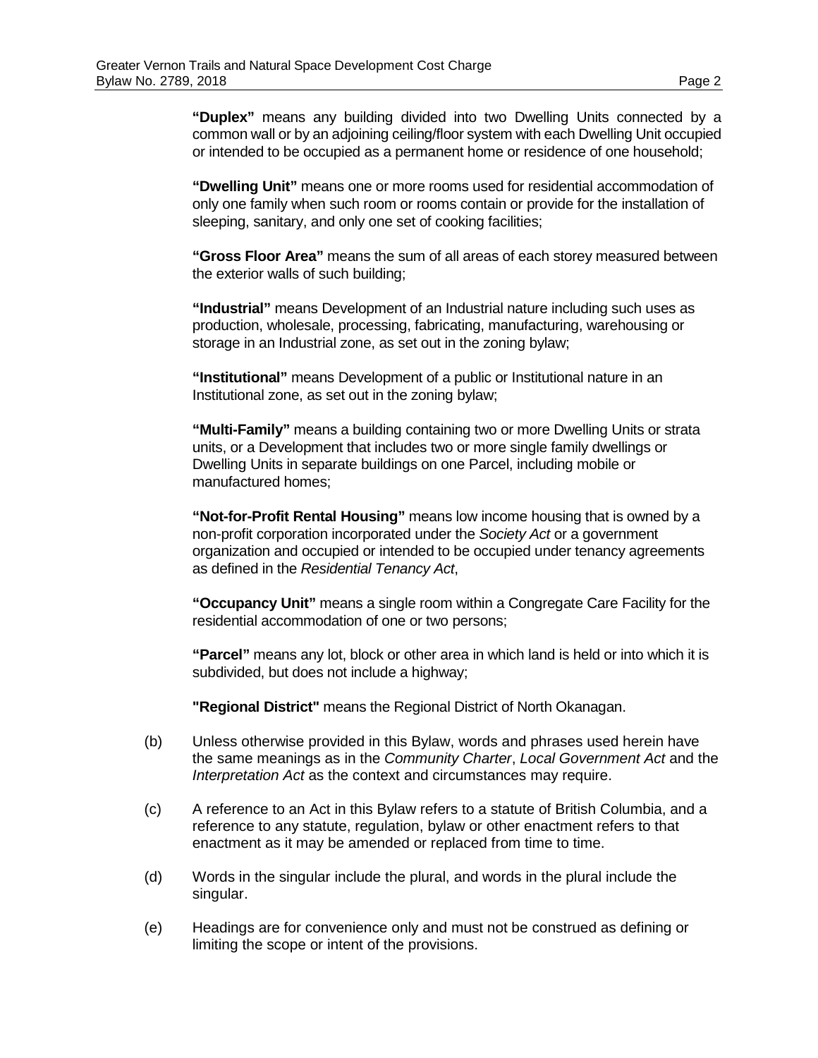**"Duplex"** means any building divided into two Dwelling Units connected by a common wall or by an adjoining ceiling/floor system with each Dwelling Unit occupied or intended to be occupied as a permanent home or residence of one household;

**"Dwelling Unit"** means one or more rooms used for residential accommodation of only one family when such room or rooms contain or provide for the installation of sleeping, sanitary, and only one set of cooking facilities;

**"Gross Floor Area"** means the sum of all areas of each storey measured between the exterior walls of such building;

**"Industrial"** means Development of an Industrial nature including such uses as production, wholesale, processing, fabricating, manufacturing, warehousing or storage in an Industrial zone, as set out in the zoning bylaw;

**"Institutional"** means Development of a public or Institutional nature in an Institutional zone, as set out in the zoning bylaw;

**"Multi-Family"** means a building containing two or more Dwelling Units or strata units, or a Development that includes two or more single family dwellings or Dwelling Units in separate buildings on one Parcel, including mobile or manufactured homes;

**"Not-for-Profit Rental Housing"** means low income housing that is owned by a non-profit corporation incorporated under the *Society Act* or a government organization and occupied or intended to be occupied under tenancy agreements as defined in the *Residential Tenancy Act*,

**"Occupancy Unit"** means a single room within a Congregate Care Facility for the residential accommodation of one or two persons;

**"Parcel"** means any lot, block or other area in which land is held or into which it is subdivided, but does not include a highway;

**"Regional District"** means the Regional District of North Okanagan.

(b) Unless otherwise provided in this Bylaw, words and phrases used herein have the same meanings as in the *Community Charter*, *Local Government Act* and the *Interpretation Act* as the context and circumstances may require.

(c) A reference to an Act in this Bylaw refers to a statute of British Columbia, and a reference to any statute, regulation, bylaw or other enactment refers to that enactment as it may be amended or replaced from time to time.

(d) Words in the singular include the plural, and words in the plural include the singular.

(e) Headings are for convenience only and must not be construed as defining or limiting the scope or intent of the provisions.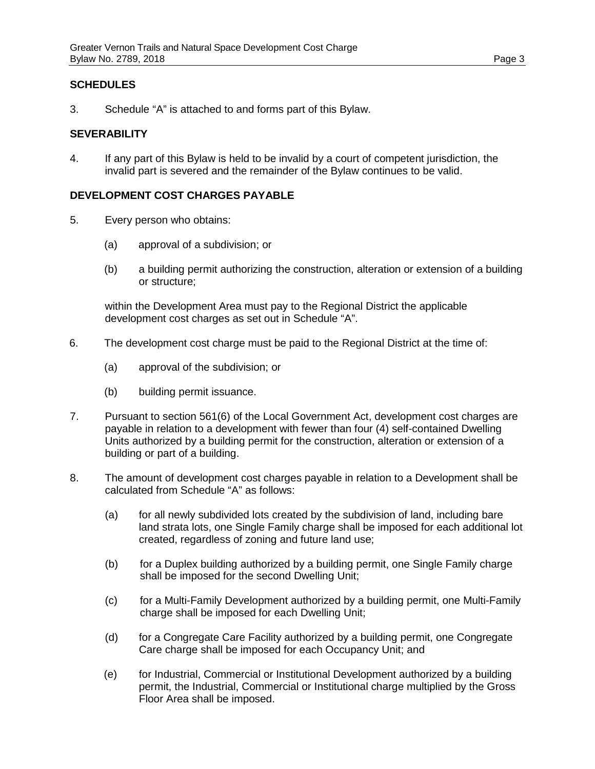## SCHEDULES

3. Schedule "A" is attached to and forms part of this Bylaw.

## SEVERABILITY

4. If any part of this Bylaw is held to be invalid by a court of competent jurisdiction, the invalid part is severed and the remainder of the Bylaw continues to be valid.

## DEVELOPMENT COST CHARGES PAYABLE

5. Every person who obtains:

   (a) approval of a subdivision; or

   (b) a building permit authorizing the construction, alteration or extension of a building or structure;

   within the Development Area must pay to the Regional District the applicable development cost charges as set out in Schedule "A".

6. The development cost charge must be paid to the Regional District at the time of:

   (a) approval of the subdivision; or

   (b) building permit issuance.

7. Pursuant to section 561(6) of the Local Government Act, development cost charges are payable in relation to a development with fewer than four (4) self-contained Dwelling Units authorized by a building permit for the construction, alteration or extension of a building or part of a building.

8. The amount of development cost charges payable in relation to a Development shall be calculated from Schedule "A" as follows:

   (a) for all newly subdivided lots created by the subdivision of land, including bare land strata lots, one Single Family charge shall be imposed for each additional lot created, regardless of zoning and future land use;

   (b) for a Duplex building authorized by a building permit, one Single Family charge shall be imposed for the second Dwelling Unit;

   (c) for a Multi-Family Development authorized by a building permit, one Multi-Family charge shall be imposed for each Dwelling Unit;

   (d) for a Congregate Care Facility authorized by a building permit, one Congregate Care charge shall be imposed for each Occupancy Unit; and

   (e) for Industrial, Commercial or Institutional Development authorized by a building permit, the Industrial, Commercial or Institutional charge multiplied by the Gross Floor Area shall be imposed.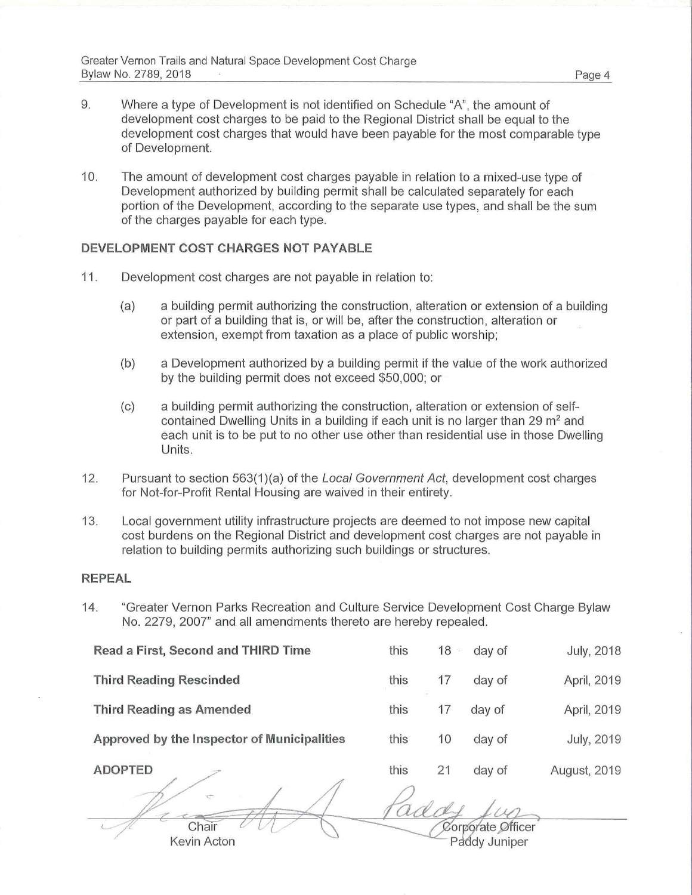9. Where a type of Development is not identified on Schedule "A", the amount of development cost charges to be paid to the Regional District shall be equal to the development cost charges that would have been payable for the most comparable type of Development.

10. The amount of development cost charges payable in relation to a mixed-use type of Development authorized by building permit shall be calculated separately for each portion of the Development, according to the separate use types, and shall be the sum of the charges payable for each type.

### DEVELOPMENT COST CHARGES NOT PAYABLE

11. Development cost charges are not payable in relation to:

    (a) a building permit authorizing the construction, alteration or extension of a building or part of a building that is, or will be, after the construction, alteration or extension, exempt from taxation as a place of public worship;

    (b) a Development authorized by a building permit if the value of the work authorized by the building permit does not exceed $50,000; or

    (c) a building permit authorizing the construction, alteration or extension of self-contained Dwelling Units in a building if each unit is no larger than 29 $m^2$ and each unit is to be put to no other use other than residential use in those Dwelling Units.

12. Pursuant to section 563(1)(a) of the *Local Government Act*, development cost charges for Not-for-Profit Rental Housing are waived in their entirety.

13. Local government utility infrastructure projects are deemed to not impose new capital cost burdens on the Regional District and development cost charges are not payable in relation to building permits authorizing such buildings or structures.

### REPEAL

14. "Greater Vernon Parks Recreation and Culture Service Development Cost Charge Bylaw No. 2279, 2007" and all amendments thereto are hereby repealed.

| | | | | |
|---|---|---|---|---|
| **Read a First, Second and THIRD Time** | this | 18 | day of | July, 2018 |
| **Third Reading Rescinded** | this | 17 | day of | April, 2019 |
| **Third Reading as Amended** | this | 17 | day of | April, 2019 |
| **Approved by the Inspector of Municipalities** | this | 10 | day of | July, 2019 |
| **ADOPTED** | this | 21 | day of | August, 2019 |

Chair
Kevin Acton

Corporate Officer
Paddy Juniper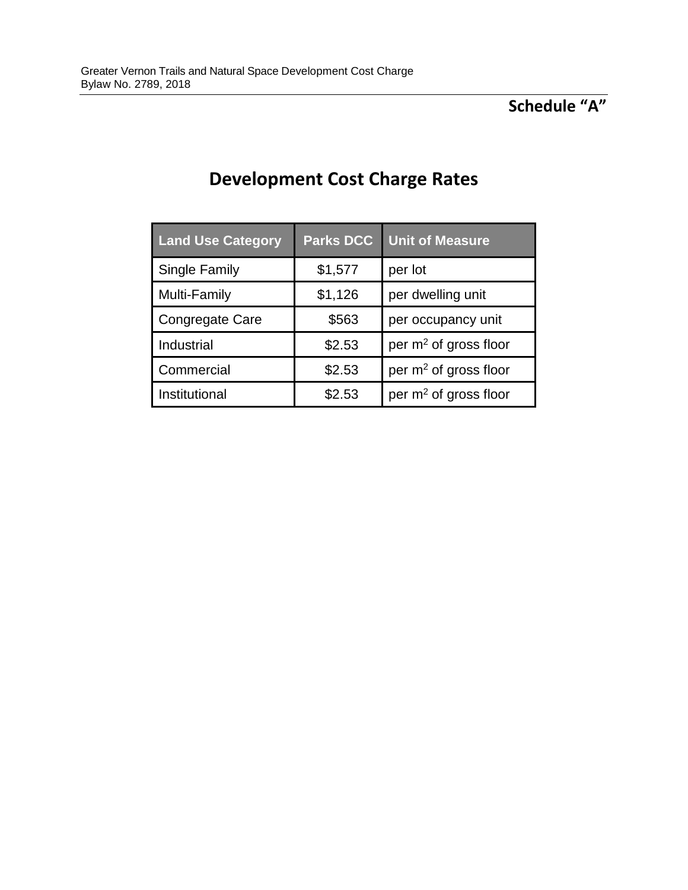**Schedule "A"**

# Development Cost Charge Rates

| Land Use Category | Parks DCC | Unit of Measure |
| --- | --- | --- |
| Single Family | $1,577 | per lot |
| Multi-Family | $1,126 | per dwelling unit |
| Congregate Care | $563 | per occupancy unit |
| Industrial | $2.53 | per $m^2$ of gross floor |
| Commercial | $2.53 | per $m^2$ of gross floor |
| Institutional | $2.53 | per $m^2$ of gross floor |